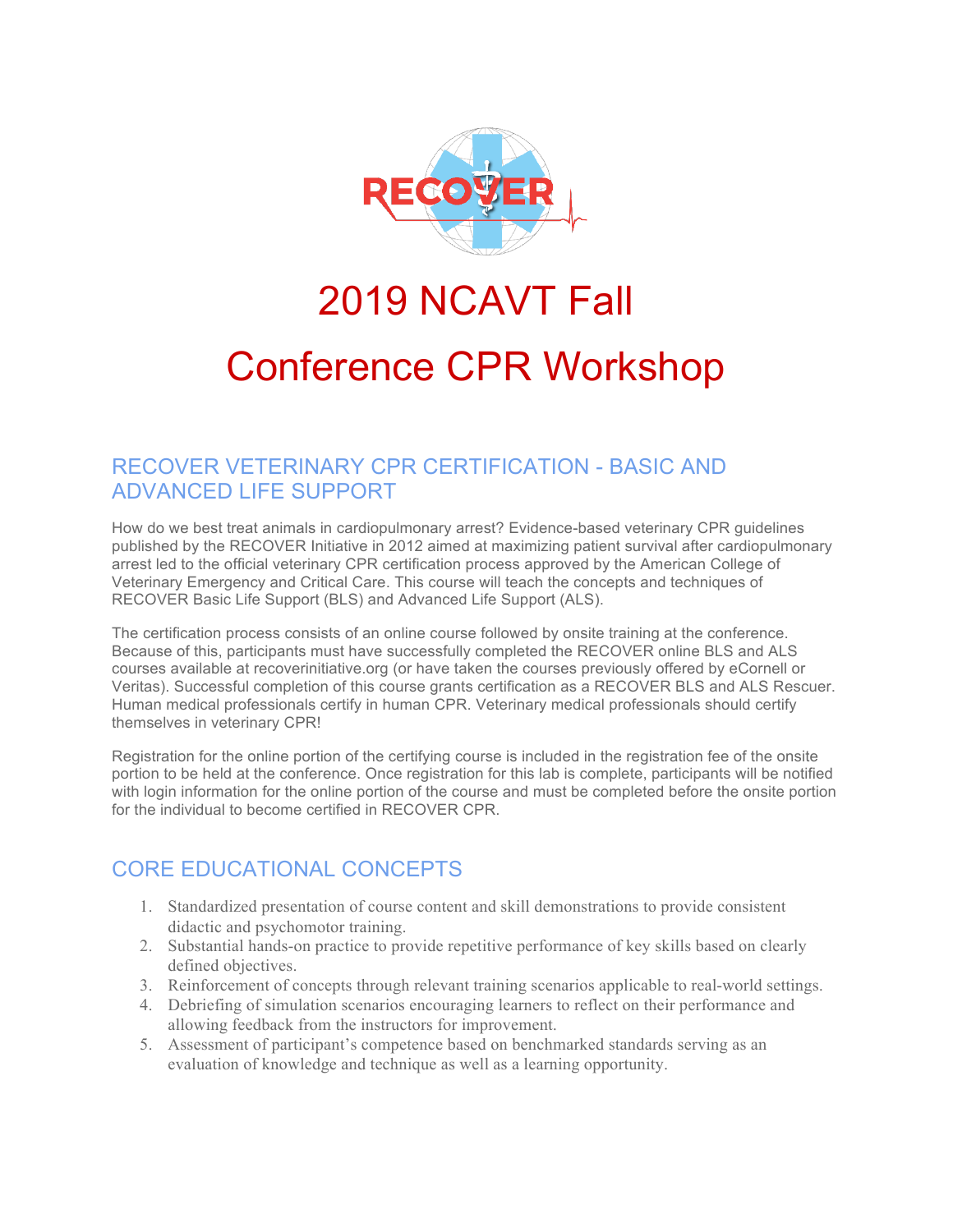# 2019 NCAVT Fall Conference CPR Workshop

## RECOVER VETERINARY CPR CERTIFICATION - BASIC AND ADVANCED LIFE SUPPORT

How do we best treat animals in cardiopulmonary arrest? Evidence-based veterinary CPR guidelines published by the RECOVER Initiative in 2012 aimed at maximizing patient survival after cardiopulmonary arrest led to the official veterinary CPR certification process approved by the American College of Veterinary Emergency and Critical Care. This course will teach the concepts and techniques of RECOVER Basic Life Support (BLS) and Advanced Life Support (ALS).

The certification process consists of an online course followed by onsite training at the conference. Because of this, participants must have successfully completed the RECOVER online BLS and ALS courses available at recoverinitiative.org (or have taken the courses previously offered by eCornell or Veritas). Successful completion of this course grants certification as a RECOVER BLS and ALS Rescuer. Human medical professionals certify in human CPR. Veterinary medical professionals should certify themselves in veterinary CPR!

Registration for the online portion of the certifying course is included in the registration fee of the onsite portion to be held at the conference. Once registration for this lab is complete, participants will be notified with login information for the online portion of the course and must be completed before the onsite portion for the individual to become certified in RECOVER CPR.

## CORE EDUCATIONAL CONCEPTS

1. Standardized presentation of course content and skill demonstrations to provide consistent didactic and psychomotor training.
2. Substantial hands-on practice to provide repetitive performance of key skills based on clearly defined objectives.
3. Reinforcement of concepts through relevant training scenarios applicable to real-world settings.
4. Debriefing of simulation scenarios encouraging learners to reflect on their performance and allowing feedback from the instructors for improvement.
5. Assessment of participant's competence based on benchmarked standards serving as an evaluation of knowledge and technique as well as a learning opportunity.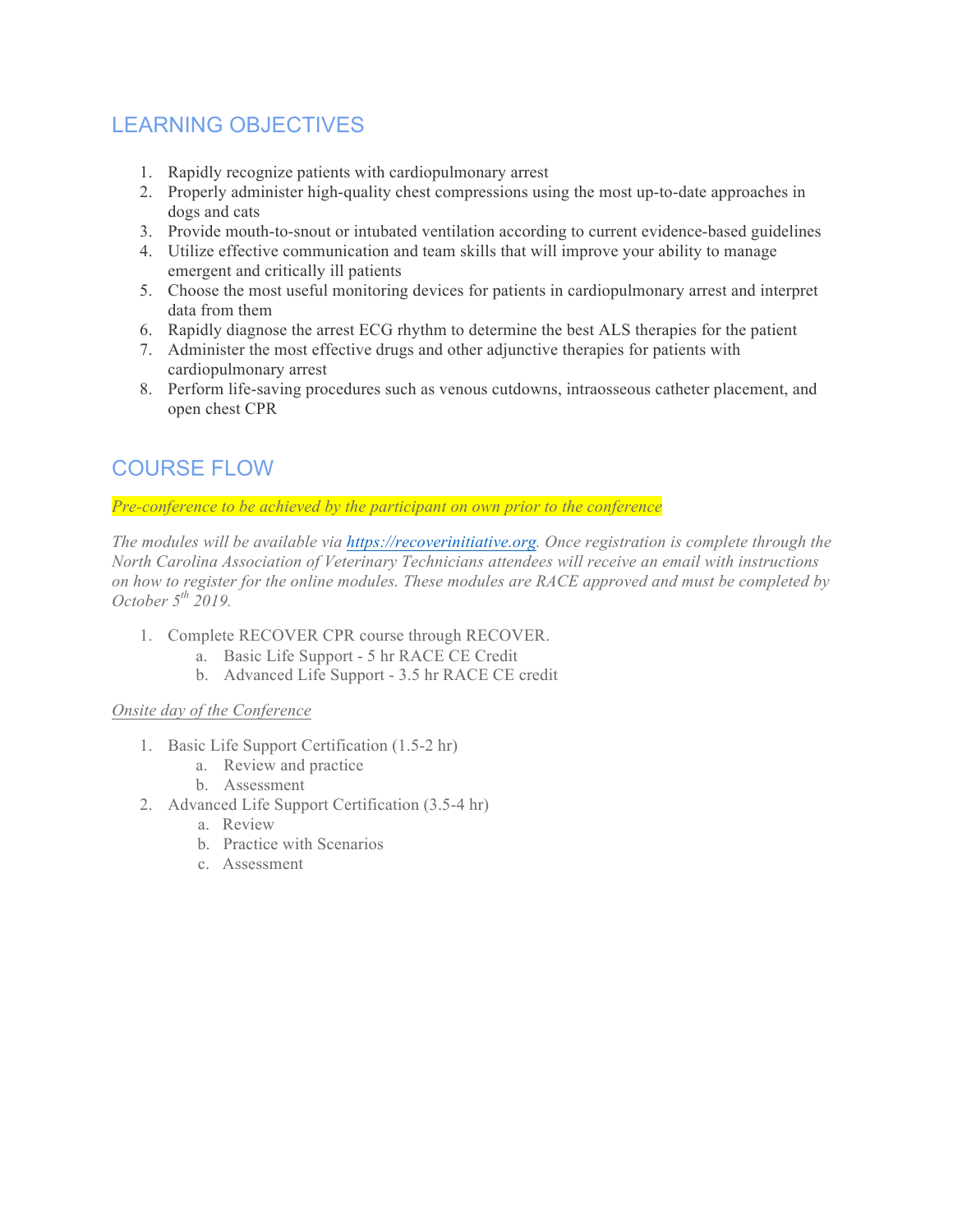## LEARNING OBJECTIVES

1. Rapidly recognize patients with cardiopulmonary arrest
2. Properly administer high-quality chest compressions using the most up-to-date approaches in dogs and cats
3. Provide mouth-to-snout or intubated ventilation according to current evidence-based guidelines
4. Utilize effective communication and team skills that will improve your ability to manage emergent and critically ill patients
5. Choose the most useful monitoring devices for patients in cardiopulmonary arrest and interpret data from them
6. Rapidly diagnose the arrest ECG rhythm to determine the best ALS therapies for the patient
7. Administer the most effective drugs and other adjunctive therapies for patients with cardiopulmonary arrest
8. Perform life-saving procedures such as venous cutdowns, intraosseous catheter placement, and open chest CPR

## COURSE FLOW

*Pre-conference to be achieved by the participant on own prior to the conference*

*The modules will be available via [https://recoverinitiative.org](https://recoverinitiative.org). Once registration is complete through the North Carolina Association of Veterinary Technicians attendees will receive an email with instructions on how to register for the online modules. These modules are RACE approved and must be completed by October 5th 2019.*

1. Complete RECOVER CPR course through RECOVER.
   a. Basic Life Support - 5 hr RACE CE Credit
   b. Advanced Life Support - 3.5 hr RACE CE credit

*Onsite day of the Conference*

1. Basic Life Support Certification (1.5-2 hr)
   a. Review and practice
   b. Assessment
2. Advanced Life Support Certification (3.5-4 hr)
   a. Review
   b. Practice with Scenarios
   c. Assessment